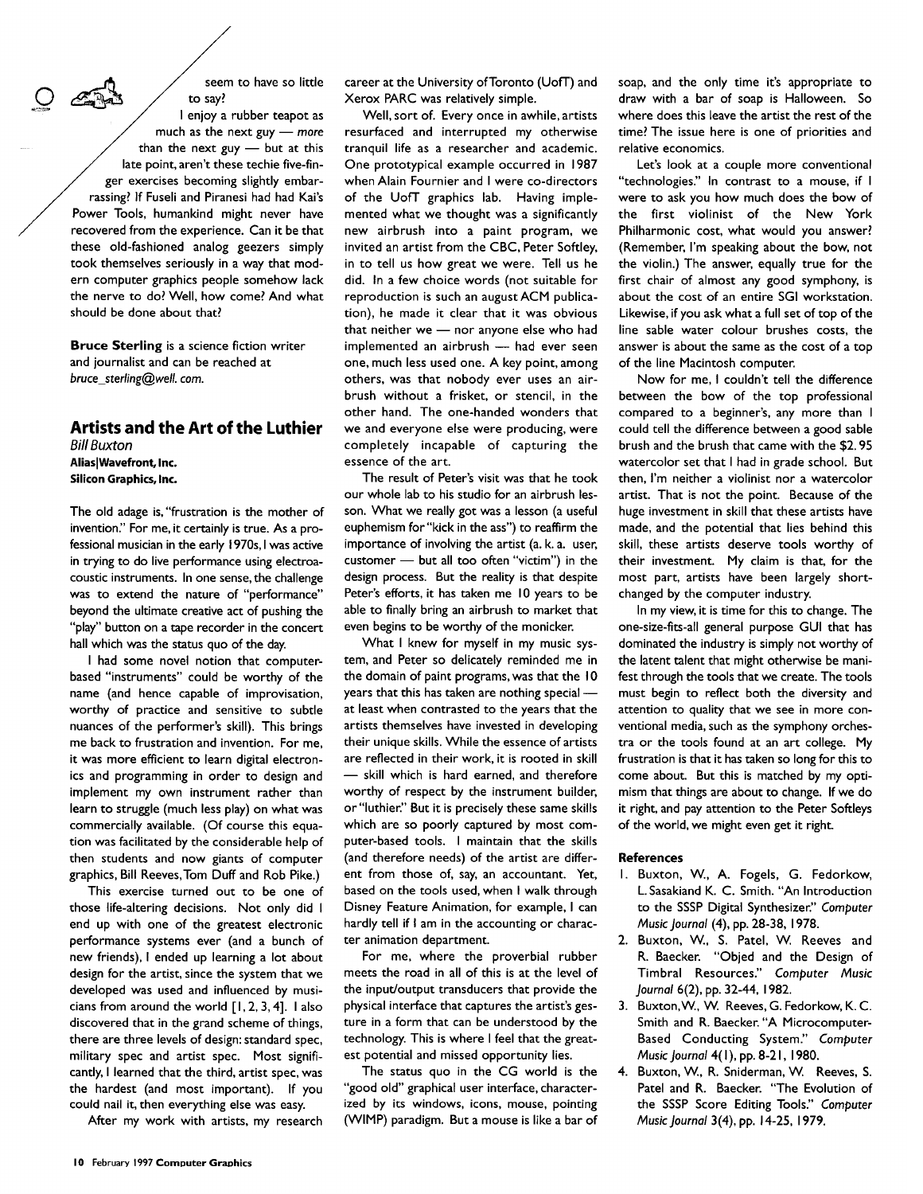seem to have so little to say?

I enjoy a rubber teapot as much as the next guy — *more* than the next guy — but at this late point, aren't these techie five-finger exercises becoming slightly embarrassing? If Fuseli and Piranesi had had Kai's Power Tools, humankind might never have recovered from the experience. Can it be that these old-fashioned analog geezers simply took themselves seriously in a way that modern computer graphics people somehow lack the nerve to do? Well, how come? And what should be done about that?

**Bruce Sterling** is a science fiction writer and journalist and can be reached at *bruce_sterling@well.com.*

## Artists and the Art of the Luthier

*Bill Buxton*
**Alias|Wavefront, Inc.**
**Silicon Graphics, Inc.**

The old adage is, "frustration is the mother of invention." For me, it certainly is true. As a professional musician in the early 1970s, I was active in trying to do live performance using electroacoustic instruments. In one sense, the challenge was to extend the nature of "performance" beyond the ultimate creative act of pushing the "play" button on a tape recorder in the concert hall which was the status quo of the day.

I had some novel notion that computer-based "instruments" could be worthy of the name (and hence capable of improvisation, worthy of practice and sensitive to subtle nuances of the performer's skill). This brings me back to frustration and invention. For me, it was more efficient to learn digital electronics and programming in order to design and implement my own instrument rather than learn to struggle (much less play) on what was commercially available. (Of course this equation was facilitated by the considerable help of then students and now giants of computer graphics, Bill Reeves, Tom Duff and Rob Pike.)

This exercise turned out to be one of those life-altering decisions. Not only did I end up with one of the greatest electronic performance systems ever (and a bunch of new friends), I ended up learning a lot about design for the artist, since the system that we developed was used and influenced by musicians from around the world [1, 2, 3, 4]. I also discovered that in the grand scheme of things, there are three levels of design: standard spec, military spec and artist spec. Most significantly, I learned that the third, artist spec, was the hardest (and most important). If you could nail it, then everything else was easy.

After my work with artists, my research career at the University of Toronto (UofT) and Xerox PARC was relatively simple.

Well, sort of. Every once in awhile, artists resurfaced and interrupted my otherwise tranquil life as a researcher and academic. One prototypical example occurred in 1987 when Alain Fournier and I were co-directors of the UofT graphics lab. Having implemented what we thought was a significantly new airbrush into a paint program, we invited an artist from the CBC, Peter Softley, in to tell us how great we were. Tell us he did. In a few choice words (not suitable for reproduction is such an august ACM publication), he made it clear that it was obvious that neither we — nor anyone else who had implemented an airbrush — had ever seen one, much less used one. A key point, among others, was that nobody ever uses an airbrush without a frisket, or stencil, in the other hand. The one-handed wonders that we and everyone else were producing, were completely incapable of capturing the essence of the art.

The result of Peter's visit was that he took our whole lab to his studio for an airbrush lesson. What we really got was a lesson (a useful euphemism for "kick in the ass") to reaffirm the importance of involving the artist (a. k. a. user, customer — but all too often "victim") in the design process. But the reality is that despite Peter's efforts, it has taken me 10 years to be able to finally bring an airbrush to market that even begins to be worthy of the monicker.

What I knew for myself in my music system, and Peter so delicately reminded me in the domain of paint programs, was that the 10 years that this has taken are nothing special — at least when contrasted to the years that the artists themselves have invested in developing their unique skills. While the essence of artists are reflected in their work, it is rooted in skill — skill which is hard earned, and therefore worthy of respect by the instrument builder, or "luthier." But it is precisely these same skills which are so poorly captured by most computer-based tools. I maintain that the skills (and therefore needs) of the artist are different from those of, say, an accountant. Yet, based on the tools used, when I walk through Disney Feature Animation, for example, I can hardly tell if I am in the accounting or character animation department.

For me, where the proverbial rubber meets the road in all of this is at the level of the input/output transducers that provide the physical interface that captures the artist's gesture in a form that can be understood by the technology. This is where I feel that the greatest potential and missed opportunity lies.

The status quo in the CG world is the "good old" graphical user interface, characterized by its windows, icons, mouse, pointing (WIMP) paradigm. But a mouse is like a bar of soap, and the only time it's appropriate to draw with a bar of soap is Halloween. So where does this leave the artist the rest of the time? The issue here is one of priorities and relative economics.

Let's look at a couple more conventional "technologies." In contrast to a mouse, if I were to ask you how much does the bow of the first violinist of the New York Philharmonic cost, what would you answer? (Remember, I'm speaking about the bow, not the violin.) The answer, equally true for the first chair of almost any good symphony, is about the cost of an entire SGI workstation. Likewise, if you ask what a full set of top of the line sable water colour brushes costs, the answer is about the same as the cost of a top of the line Macintosh computer.

Now for me, I couldn't tell the difference between the bow of the top professional compared to a beginner's, any more than I could tell the difference between a good sable brush and the brush that came with the $2.95 watercolor set that I had in grade school. But then, I'm neither a violinist nor a watercolor artist. That is not the point. Because of the huge investment in skill that these artists have made, and the potential that lies behind this skill, these artists deserve tools worthy of their investment. My claim is that, for the most part, artists have been largely shortchanged by the computer industry.

In my view, it is time for this to change. The one-size-fits-all general purpose GUI that has dominated the industry is simply not worthy of the latent talent that might otherwise be manifest through the tools that we create. The tools must begin to reflect both the diversity and attention to quality that we see in more conventional media, such as the symphony orchestra or the tools found at an art college. My frustration is that it has taken so long for this to come about. But this is matched by my optimism that things are about to change. If we do it right, and pay attention to the Peter Softleys of the world, we might even get it right.

### References

1. Buxton, W., A. Fogels, G. Fedorkow, L. Sasakiand K. C. Smith. "An Introduction to the SSSP Digital Synthesizer." *Computer Music Journal* (4), pp. 28-38, 1978.
2. Buxton, W., S. Patel, W. Reeves and R. Baecker. "Objed and the Design of Timbral Resources." *Computer Music Journal* 6(2), pp. 32-44, 1982.
3. Buxton, W., W. Reeves, G. Fedorkow, K. C. Smith and R. Baecker. "A Microcomputer-Based Conducting System." *Computer Music Journal* 4(1), pp. 8-21, 1980.
4. Buxton, W., R. Sniderman, W. Reeves, S. Patel and R. Baecker. "The Evolution of the SSSP Score Editing Tools." *Computer Music Journal* 3(4), pp. 14-25, 1979.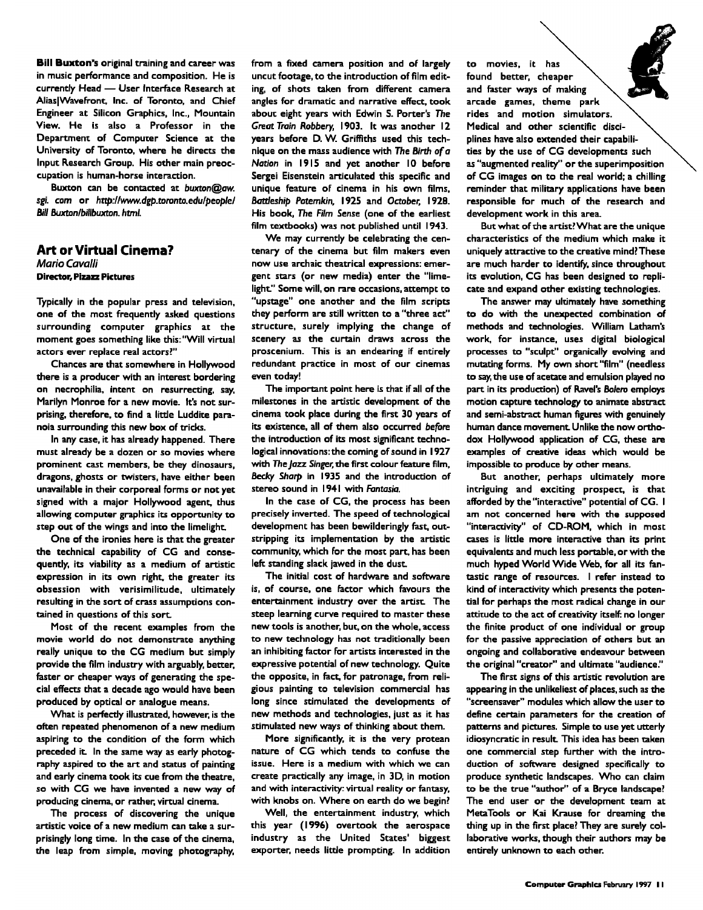**Bill Buxton's** original training and career was in music performance and composition. He is currently Head — User Interface Research at Alias|Wavefront, Inc. of Toronto, and Chief Engineer at Silicon Graphics, Inc., Mountain View. He is also a Professor in the Department of Computer Science at the University of Toronto, where he directs the Input Research Group. His other main preoccupation is human-horse interaction.

Buxton can be contacted at *buxton@aw.sgi.com* or *http://www.dgp.toronto.edu/people/Bill Buxton/billbuxton.html*.

## Art or Virtual Cinema?

*Mario Cavalli*
**Director, Pizazz Pictures**

Typically in the popular press and television, one of the most frequently asked questions surrounding computer graphics at the moment goes something like this: "Will virtual actors ever replace real actors?"

Chances are that somewhere in Hollywood there is a producer with an interest bordering on necrophilia, intent on resurrecting, say, Marilyn Monroe for a new movie. It's not surprising, therefore, to find a little Luddite paranoia surrounding this new box of tricks.

In any case, it has already happened. There must already be a dozen or so movies where prominent cast members, be they dinosaurs, dragons, ghosts or twisters, have either been unavailable in their corporeal forms or not yet signed with a major Hollywood agent, thus allowing computer graphics its opportunity to step out of the wings and into the limelight.

One of the ironies here is that the greater the technical capability of CG and consequently, its viability as a medium of artistic expression in its own right, the greater its obsession with verisimilitude, ultimately resulting in the sort of crass assumptions contained in questions of this sort.

Most of the recent examples from the movie world do not demonstrate anything really unique to the CG medium but simply provide the film industry with arguably, better, faster or cheaper ways of generating the special effects that a decade ago would have been produced by optical or analogue means.

What is perfectly illustrated, however, is the often repeated phenomenon of a new medium aspiring to the condition of the form which preceded it. In the same way as early photography aspired to the art and status of painting and early cinema took its cue from the theatre, so with CG we have invented a new way of producing cinema, or rather, virtual cinema.

The process of discovering the unique artistic voice of a new medium can take a surprisingly long time. In the case of the cinema, the leap from simple, moving photography, from a fixed camera position and of largely uncut footage, to the introduction of film editing, of shots taken from different camera angles for dramatic and narrative effect, took about eight years with Edwin S. Porter's *The Great Train Robbery*, 1903. It was another 12 years before D. W. Griffiths used this technique on the mass audience with *The Birth of a Nation* in 1915 and yet another 10 before Sergei Eisenstein articulated this specific and unique feature of cinema in his own films, *Battleship Potemkin*, 1925 and *October*, 1928. His book, *The Film Sense* (one of the earliest film textbooks) was not published until 1943.

We may currently be celebrating the centenary of the cinema but film makers even now use archaic theatrical expressions: emergent stars (or new media) enter the "limelight." Some will, on rare occasions, attempt to "upstage" one another and the film scripts they perform are still written to a "three act" structure, surely implying the change of scenery as the curtain draws across the proscenium. This is an endearing if entirely redundant practice in most of our cinemas even today!

The important point here is that if all of the milestones in the artistic development of the cinema took place during the first 30 years of its existence, all of them also occurred *before* the introduction of its most significant technological innovations: the coming of sound in 1927 with *The Jazz Singer*, the first colour feature film, *Becky Sharp* in 1935 and the introduction of stereo sound in 1941 with *Fantasia*.

In the case of CG, the process has been precisely inverted. The speed of technological development has been bewilderingly fast, outstripping its implementation by the artistic community, which for the most part, has been left standing slack jawed in the dust.

The initial cost of hardware and software is, of course, one factor which favours the entertainment industry over the artist. The steep learning curve required to master these new tools is another, but, on the whole, access to new technology has not traditionally been an inhibiting factor for artists interested in the expressive potential of new technology. Quite the opposite, in fact, for patronage, from religious painting to television commercial has long since stimulated the developments of new methods and technologies, just as it has stimulated new ways of thinking about them.

More significantly, it is the very protean nature of CG which tends to confuse the issue. Here is a medium with which we can create practically any image, in 3D, in motion and with interactivity: virtual reality or fantasy, with knobs on. Where on earth do we begin?

Well, the entertainment industry, which this year (1996) overtook the aerospace industry as the United States' biggest exporter, needs little prompting. In addition to movies, it has found better, cheaper and faster ways of making arcade games, theme park rides and motion simulators. Medical and other scientific disciplines have also extended their capabilities by the use of CG developments such as "augmented reality" or the superimposition of CG images on to the real world; a chilling reminder that military applications have been responsible for much of the research and development work in this area.

But what of the artist? What are the unique characteristics of the medium which make it uniquely attractive to the creative mind? These are much harder to identify, since throughout its evolution, CG has been designed to replicate and expand other existing technologies.

The answer may ultimately have something to do with the unexpected combination of methods and technologies. William Latham's work, for instance, uses digital biological processes to "sculpt" organically evolving and mutating forms. My own short "film" (needless to say, the use of acetate and emulsion played no part in its production) of Ravel's *Bolero* employs motion capture technology to animate abstract and semi-abstract human figures with genuinely human dance movement. Unlike the now orthodox Hollywood application of CG, these are examples of creative ideas which would be impossible to produce by other means.

But another, perhaps ultimately more intriguing and exciting prospect, is that afforded by the "interactive" potential of CG. I am not concerned here with the supposed "interactivity" of CD-ROM, which in most cases is little more interactive than its print equivalents and much less portable, or with the much hyped World Wide Web, for all its fantastic range of resources. I refer instead to kind of interactivity which presents the potential for perhaps the most radical change in our attitude to the act of creativity itself: no longer the finite product of one individual or group for the passive appreciation of others but an ongoing and collaborative endeavour between the original "creator" and ultimate "audience."

The first signs of this artistic revolution are appearing in the unlikeliest of places, such as the "screensaver" modules which allow the user to define certain parameters for the creation of patterns and pictures. Simple to use yet utterly idiosyncratic in result. This idea has been taken one commercial step further with the introduction of software designed specifically to produce synthetic landscapes. Who can claim to be the true "author" of a Bryce landscape? The end user or the development team at MetaTools or Kai Krause for dreaming the thing up in the first place? They are surely collaborative works, though their authors may be entirely unknown to each other.